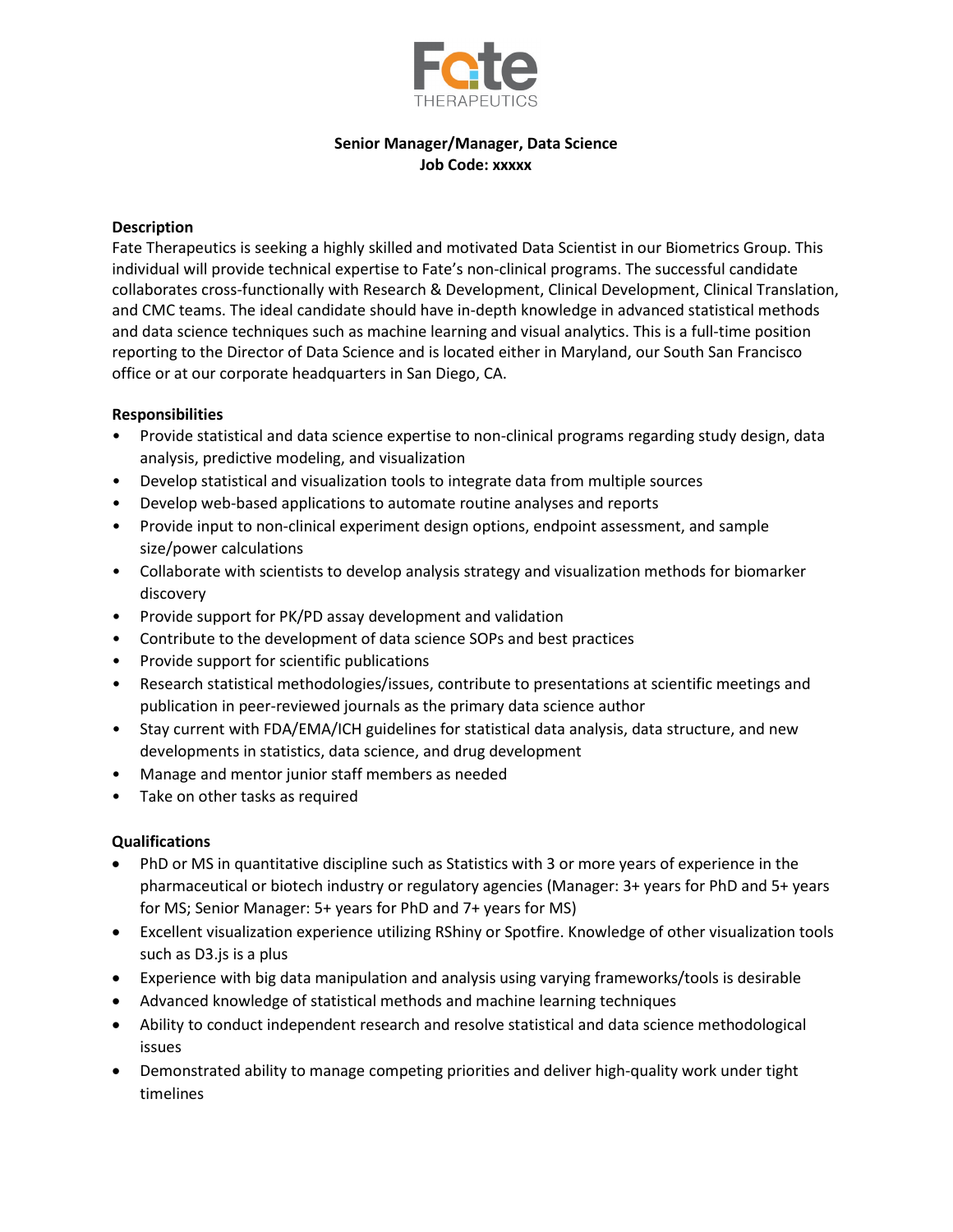**Fate THERAPEUTICS**

**Senior Manager/Manager, Data Science**
**Job Code: xxxxx**

**Description**

Fate Therapeutics is seeking a highly skilled and motivated Data Scientist in our Biometrics Group. This individual will provide technical expertise to Fate's non-clinical programs. The successful candidate collaborates cross-functionally with Research & Development, Clinical Development, Clinical Translation, and CMC teams. The ideal candidate should have in-depth knowledge in advanced statistical methods and data science techniques such as machine learning and visual analytics. This is a full-time position reporting to the Director of Data Science and is located either in Maryland, our South San Francisco office or at our corporate headquarters in San Diego, CA.

**Responsibilities**

- Provide statistical and data science expertise to non-clinical programs regarding study design, data analysis, predictive modeling, and visualization
- Develop statistical and visualization tools to integrate data from multiple sources
- Develop web-based applications to automate routine analyses and reports
- Provide input to non-clinical experiment design options, endpoint assessment, and sample size/power calculations
- Collaborate with scientists to develop analysis strategy and visualization methods for biomarker discovery
- Provide support for PK/PD assay development and validation
- Contribute to the development of data science SOPs and best practices
- Provide support for scientific publications
- Research statistical methodologies/issues, contribute to presentations at scientific meetings and publication in peer-reviewed journals as the primary data science author
- Stay current with FDA/EMA/ICH guidelines for statistical data analysis, data structure, and new developments in statistics, data science, and drug development
- Manage and mentor junior staff members as needed
- Take on other tasks as required

**Qualifications**

- PhD or MS in quantitative discipline such as Statistics with 3 or more years of experience in the pharmaceutical or biotech industry or regulatory agencies (Manager: 3+ years for PhD and 5+ years for MS; Senior Manager: 5+ years for PhD and 7+ years for MS)
- Excellent visualization experience utilizing RShiny or Spotfire. Knowledge of other visualization tools such as D3.js is a plus
- Experience with big data manipulation and analysis using varying frameworks/tools is desirable
- Advanced knowledge of statistical methods and machine learning techniques
- Ability to conduct independent research and resolve statistical and data science methodological issues
- Demonstrated ability to manage competing priorities and deliver high-quality work under tight timelines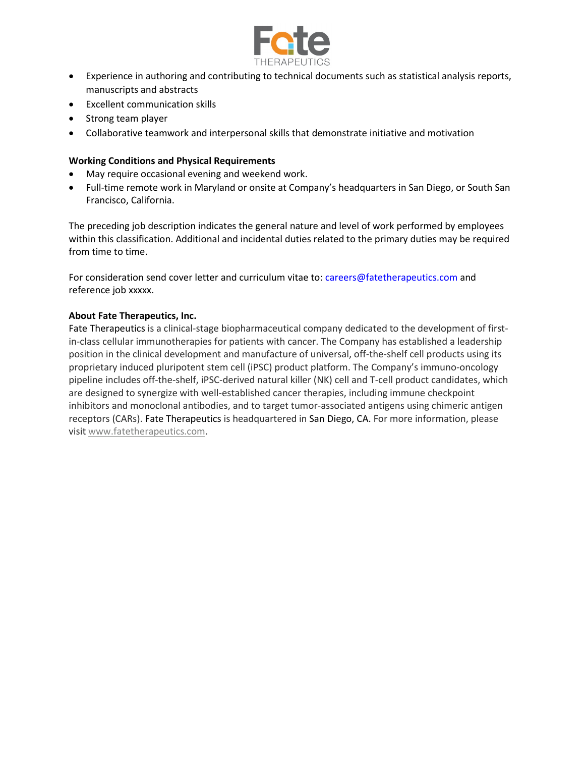- Experience in authoring and contributing to technical documents such as statistical analysis reports, manuscripts and abstracts
- Excellent communication skills
- Strong team player
- Collaborative teamwork and interpersonal skills that demonstrate initiative and motivation

**Working Conditions and Physical Requirements**

- May require occasional evening and weekend work.
- Full-time remote work in Maryland or onsite at Company's headquarters in San Diego, or South San Francisco, California.

The preceding job description indicates the general nature and level of work performed by employees within this classification. Additional and incidental duties related to the primary duties may be required from time to time.

For consideration send cover letter and curriculum vitae to: careers@fatetherapeutics.com and reference job xxxxx.

**About Fate Therapeutics, Inc.**

Fate Therapeutics is a clinical-stage biopharmaceutical company dedicated to the development of first-in-class cellular immunotherapies for patients with cancer. The Company has established a leadership position in the clinical development and manufacture of universal, off-the-shelf cell products using its proprietary induced pluripotent stem cell (iPSC) product platform. The Company's immuno-oncology pipeline includes off-the-shelf, iPSC-derived natural killer (NK) cell and T-cell product candidates, which are designed to synergize with well-established cancer therapies, including immune checkpoint inhibitors and monoclonal antibodies, and to target tumor-associated antigens using chimeric antigen receptors (CARs). Fate Therapeutics is headquartered in San Diego, CA. For more information, please visit www.fatetherapeutics.com.